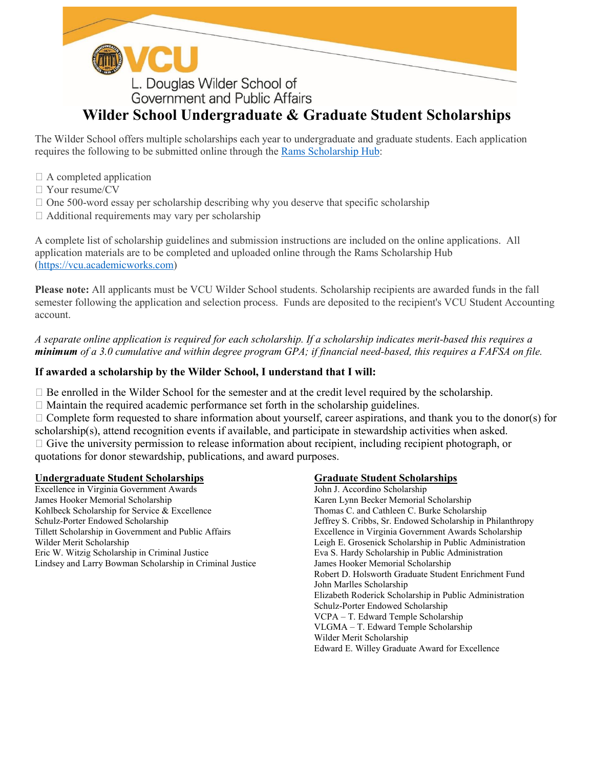L. Douglas Wilder School of Government and Public Affairs

# Wilder School Undergraduate & Graduate Student Scholarships

The Wilder School offers multiple scholarships each year to undergraduate and graduate students. Each application requires the following to be submitted online through the [Rams Scholarship Hub](https://vcu.academicworks.com):

- A completed application
- Your resume/CV
- One 500-word essay per scholarship describing why you deserve that specific scholarship
- Additional requirements may vary per scholarship

A complete list of scholarship guidelines and submission instructions are included on the online applications. All application materials are to be completed and uploaded online through the Rams Scholarship Hub ([https://vcu.academicworks.com](https://vcu.academicworks.com))

**Please note:** All applicants must be VCU Wilder School students. Scholarship recipients are awarded funds in the fall semester following the application and selection process. Funds are deposited to the recipient's VCU Student Accounting account.

*A separate online application is required for each scholarship. If a scholarship indicates merit-based this requires a* ***minimum*** *of a 3.0 cumulative and within degree program GPA; if financial need-based, this requires a FAFSA on file.*

### If awarded a scholarship by the Wilder School, I understand that I will:

- Be enrolled in the Wilder School for the semester and at the credit level required by the scholarship.
- Maintain the required academic performance set forth in the scholarship guidelines.
- Complete form requested to share information about yourself, career aspirations, and thank you to the donor(s) for scholarship(s), attend recognition events if available, and participate in stewardship activities when asked.
- Give the university permission to release information about recipient, including recipient photograph, or quotations for donor stewardship, publications, and award purposes.

**Undergraduate Student Scholarships**

Excellence in Virginia Government Awards
James Hooker Memorial Scholarship
Kohlbeck Scholarship for Service & Excellence
Schulz-Porter Endowed Scholarship
Tillett Scholarship in Government and Public Affairs
Wilder Merit Scholarship
Eric W. Witzig Scholarship in Criminal Justice
Lindsey and Larry Bowman Scholarship in Criminal Justice

**Graduate Student Scholarships**

John J. Accordino Scholarship
Karen Lynn Becker Memorial Scholarship
Thomas C. and Cathleen C. Burke Scholarship
Jeffrey S. Cribbs, Sr. Endowed Scholarship in Philanthropy
Excellence in Virginia Government Awards Scholarship
Leigh E. Grosenick Scholarship in Public Administration
Eva S. Hardy Scholarship in Public Administration
James Hooker Memorial Scholarship
Robert D. Holsworth Graduate Student Enrichment Fund
John Marlles Scholarship
Elizabeth Roderick Scholarship in Public Administration
Schulz-Porter Endowed Scholarship
VCPA – T. Edward Temple Scholarship
VLGMA – T. Edward Temple Scholarship
Wilder Merit Scholarship
Edward E. Willey Graduate Award for Excellence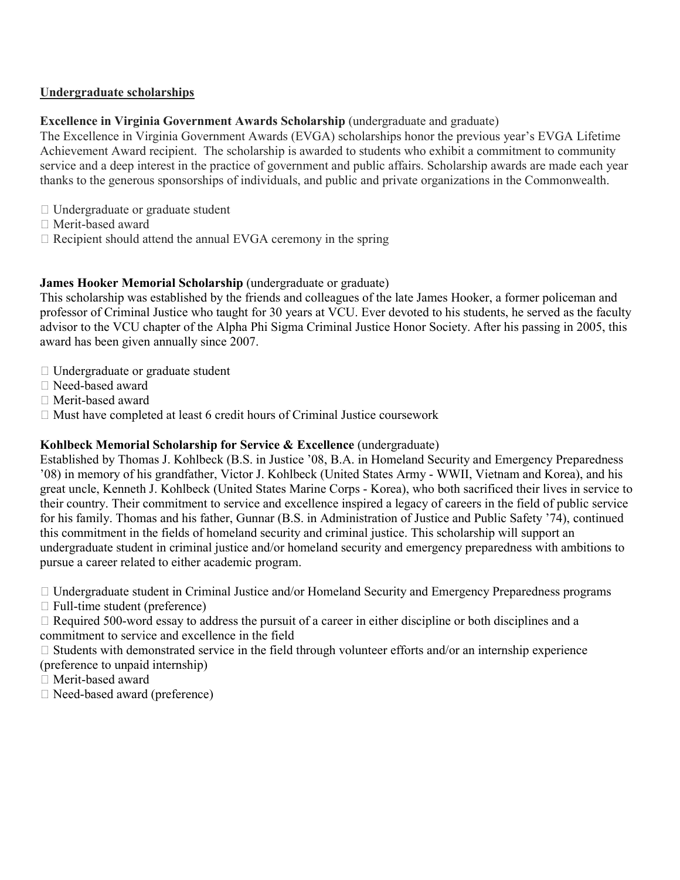## Undergraduate scholarships

**Excellence in Virginia Government Awards Scholarship** (undergraduate and graduate)

The Excellence in Virginia Government Awards (EVGA) scholarships honor the previous year's EVGA Lifetime Achievement Award recipient. The scholarship is awarded to students who exhibit a commitment to community service and a deep interest in the practice of government and public affairs. Scholarship awards are made each year thanks to the generous sponsorships of individuals, and public and private organizations in the Commonwealth.

- Undergraduate or graduate student
- Merit-based award
- Recipient should attend the annual EVGA ceremony in the spring

**James Hooker Memorial Scholarship** (undergraduate or graduate)

This scholarship was established by the friends and colleagues of the late James Hooker, a former policeman and professor of Criminal Justice who taught for 30 years at VCU. Ever devoted to his students, he served as the faculty advisor to the VCU chapter of the Alpha Phi Sigma Criminal Justice Honor Society. After his passing in 2005, this award has been given annually since 2007.

- Undergraduate or graduate student
- Need-based award
- Merit-based award
- Must have completed at least 6 credit hours of Criminal Justice coursework

**Kohlbeck Memorial Scholarship for Service & Excellence** (undergraduate)

Established by Thomas J. Kohlbeck (B.S. in Justice '08, B.A. in Homeland Security and Emergency Preparedness '08) in memory of his grandfather, Victor J. Kohlbeck (United States Army - WWII, Vietnam and Korea), and his great uncle, Kenneth J. Kohlbeck (United States Marine Corps - Korea), who both sacrificed their lives in service to their country. Their commitment to service and excellence inspired a legacy of careers in the field of public service for his family. Thomas and his father, Gunnar (B.S. in Administration of Justice and Public Safety '74), continued this commitment in the fields of homeland security and criminal justice. This scholarship will support an undergraduate student in criminal justice and/or homeland security and emergency preparedness with ambitions to pursue a career related to either academic program.

- Undergraduate student in Criminal Justice and/or Homeland Security and Emergency Preparedness programs
- Full-time student (preference)
- Required 500-word essay to address the pursuit of a career in either discipline or both disciplines and a commitment to service and excellence in the field
- Students with demonstrated service in the field through volunteer efforts and/or an internship experience (preference to unpaid internship)
- Merit-based award
- Need-based award (preference)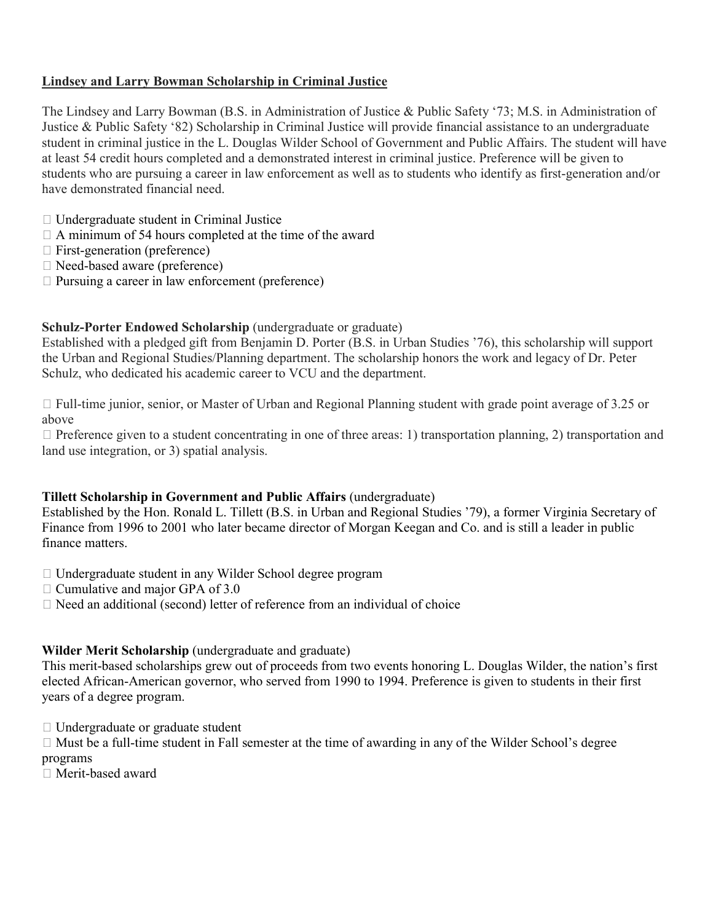**<u>Lindsey and Larry Bowman Scholarship in Criminal Justice</u>**

The Lindsey and Larry Bowman (B.S. in Administration of Justice & Public Safety '73; M.S. in Administration of Justice & Public Safety '82) Scholarship in Criminal Justice will provide financial assistance to an undergraduate student in criminal justice in the L. Douglas Wilder School of Government and Public Affairs. The student will have at least 54 credit hours completed and a demonstrated interest in criminal justice. Preference will be given to students who are pursuing a career in law enforcement as well as to students who identify as first-generation and/or have demonstrated financial need.

- Undergraduate student in Criminal Justice
- A minimum of 54 hours completed at the time of the award
- First-generation (preference)
- Need-based aware (preference)
- Pursuing a career in law enforcement (preference)

**Schulz-Porter Endowed Scholarship** (undergraduate or graduate)
Established with a pledged gift from Benjamin D. Porter (B.S. in Urban Studies '76), this scholarship will support the Urban and Regional Studies/Planning department. The scholarship honors the work and legacy of Dr. Peter Schulz, who dedicated his academic career to VCU and the department.

- Full-time junior, senior, or Master of Urban and Regional Planning student with grade point average of 3.25 or above
- Preference given to a student concentrating in one of three areas: 1) transportation planning, 2) transportation and land use integration, or 3) spatial analysis.

**Tillett Scholarship in Government and Public Affairs** (undergraduate)
Established by the Hon. Ronald L. Tillett (B.S. in Urban and Regional Studies '79), a former Virginia Secretary of Finance from 1996 to 2001 who later became director of Morgan Keegan and Co. and is still a leader in public finance matters.

- Undergraduate student in any Wilder School degree program
- Cumulative and major GPA of 3.0
- Need an additional (second) letter of reference from an individual of choice

**Wilder Merit Scholarship** (undergraduate and graduate)
This merit-based scholarships grew out of proceeds from two events honoring L. Douglas Wilder, the nation's first elected African-American governor, who served from 1990 to 1994. Preference is given to students in their first years of a degree program.

- Undergraduate or graduate student
- Must be a full-time student in Fall semester at the time of awarding in any of the Wilder School's degree programs
- Merit-based award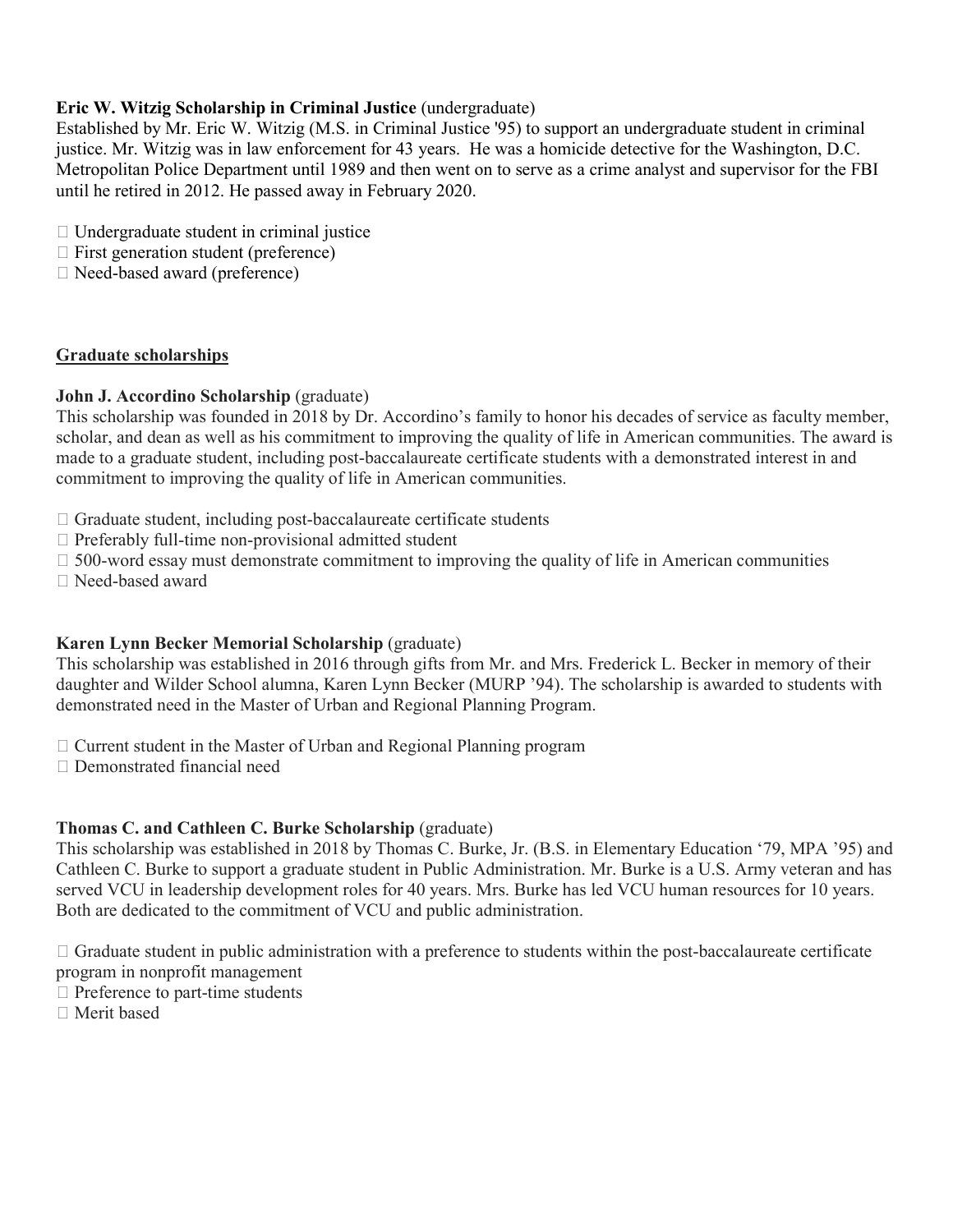**Eric W. Witzig Scholarship in Criminal Justice** (undergraduate)

Established by Mr. Eric W. Witzig (M.S. in Criminal Justice '95) to support an undergraduate student in criminal justice. Mr. Witzig was in law enforcement for 43 years. He was a homicide detective for the Washington, D.C. Metropolitan Police Department until 1989 and then went on to serve as a crime analyst and supervisor for the FBI until he retired in 2012. He passed away in February 2020.

- Undergraduate student in criminal justice
- First generation student (preference)
- Need-based award (preference)

## Graduate scholarships

**John J. Accordino Scholarship** (graduate)

This scholarship was founded in 2018 by Dr. Accordino's family to honor his decades of service as faculty member, scholar, and dean as well as his commitment to improving the quality of life in American communities. The award is made to a graduate student, including post-baccalaureate certificate students with a demonstrated interest in and commitment to improving the quality of life in American communities.

- Graduate student, including post-baccalaureate certificate students
- Preferably full-time non-provisional admitted student
- 500-word essay must demonstrate commitment to improving the quality of life in American communities
- Need-based award

**Karen Lynn Becker Memorial Scholarship** (graduate)

This scholarship was established in 2016 through gifts from Mr. and Mrs. Frederick L. Becker in memory of their daughter and Wilder School alumna, Karen Lynn Becker (MURP '94). The scholarship is awarded to students with demonstrated need in the Master of Urban and Regional Planning Program.

- Current student in the Master of Urban and Regional Planning program
- Demonstrated financial need

**Thomas C. and Cathleen C. Burke Scholarship** (graduate)

This scholarship was established in 2018 by Thomas C. Burke, Jr. (B.S. in Elementary Education '79, MPA '95) and Cathleen C. Burke to support a graduate student in Public Administration. Mr. Burke is a U.S. Army veteran and has served VCU in leadership development roles for 40 years. Mrs. Burke has led VCU human resources for 10 years. Both are dedicated to the commitment of VCU and public administration.

- Graduate student in public administration with a preference to students within the post-baccalaureate certificate program in nonprofit management
- Preference to part-time students
- Merit based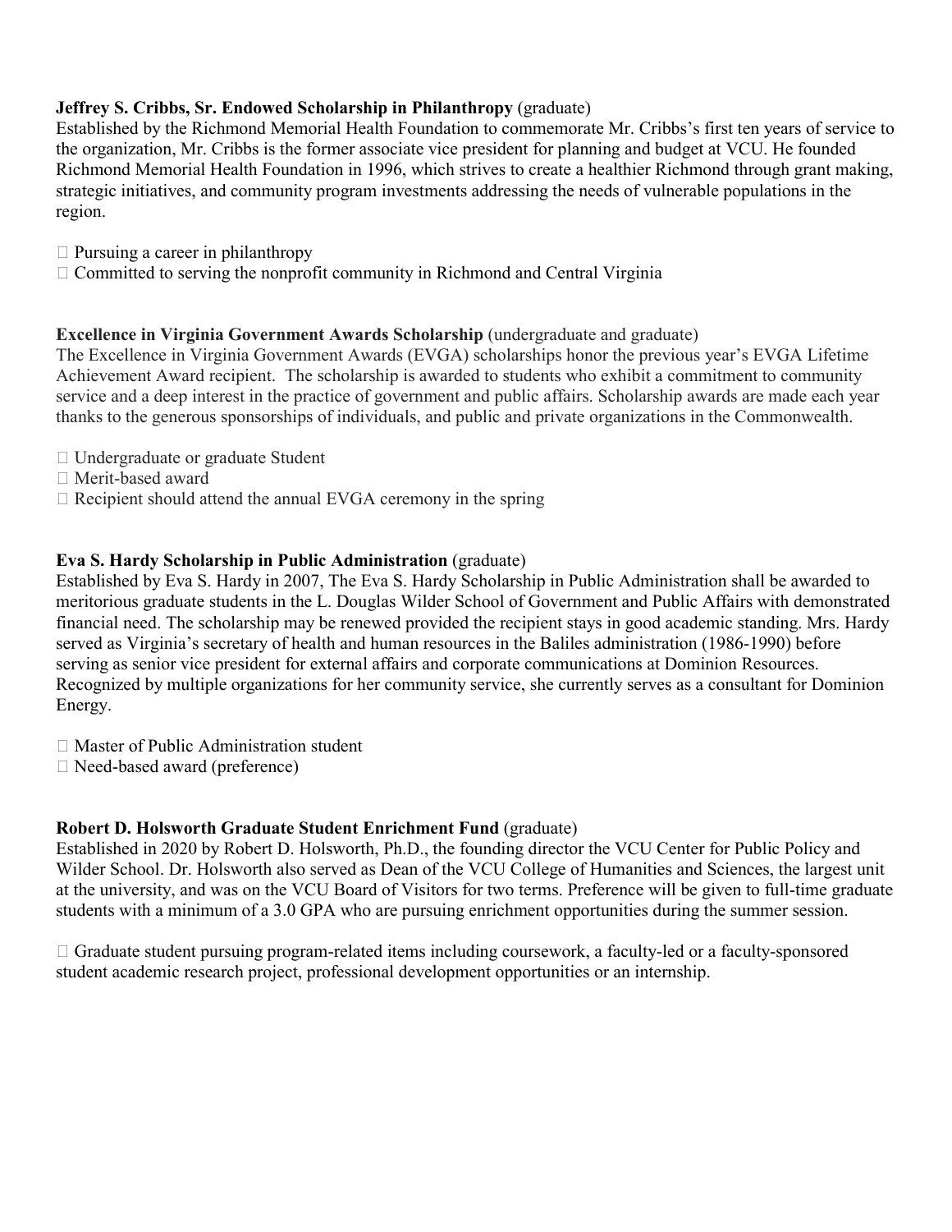**Jeffrey S. Cribbs, Sr. Endowed Scholarship in Philanthropy** (graduate)
Established by the Richmond Memorial Health Foundation to commemorate Mr. Cribbs's first ten years of service to the organization, Mr. Cribbs is the former associate vice president for planning and budget at VCU. He founded Richmond Memorial Health Foundation in 1996, which strives to create a healthier Richmond through grant making, strategic initiatives, and community program investments addressing the needs of vulnerable populations in the region.

- Pursuing a career in philanthropy
- Committed to serving the nonprofit community in Richmond and Central Virginia

**Excellence in Virginia Government Awards Scholarship** (undergraduate and graduate)
The Excellence in Virginia Government Awards (EVGA) scholarships honor the previous year's EVGA Lifetime Achievement Award recipient. The scholarship is awarded to students who exhibit a commitment to community service and a deep interest in the practice of government and public affairs. Scholarship awards are made each year thanks to the generous sponsorships of individuals, and public and private organizations in the Commonwealth.

- Undergraduate or graduate Student
- Merit-based award
- Recipient should attend the annual EVGA ceremony in the spring

**Eva S. Hardy Scholarship in Public Administration** (graduate)
Established by Eva S. Hardy in 2007, The Eva S. Hardy Scholarship in Public Administration shall be awarded to meritorious graduate students in the L. Douglas Wilder School of Government and Public Affairs with demonstrated financial need. The scholarship may be renewed provided the recipient stays in good academic standing. Mrs. Hardy served as Virginia's secretary of health and human resources in the Baliles administration (1986-1990) before serving as senior vice president for external affairs and corporate communications at Dominion Resources. Recognized by multiple organizations for her community service, she currently serves as a consultant for Dominion Energy.

- Master of Public Administration student
- Need-based award (preference)

**Robert D. Holsworth Graduate Student Enrichment Fund** (graduate)
Established in 2020 by Robert D. Holsworth, Ph.D., the founding director the VCU Center for Public Policy and Wilder School. Dr. Holsworth also served as Dean of the VCU College of Humanities and Sciences, the largest unit at the university, and was on the VCU Board of Visitors for two terms. Preference will be given to full-time graduate students with a minimum of a 3.0 GPA who are pursuing enrichment opportunities during the summer session.

- Graduate student pursuing program-related items including coursework, a faculty-led or a faculty-sponsored student academic research project, professional development opportunities or an internship.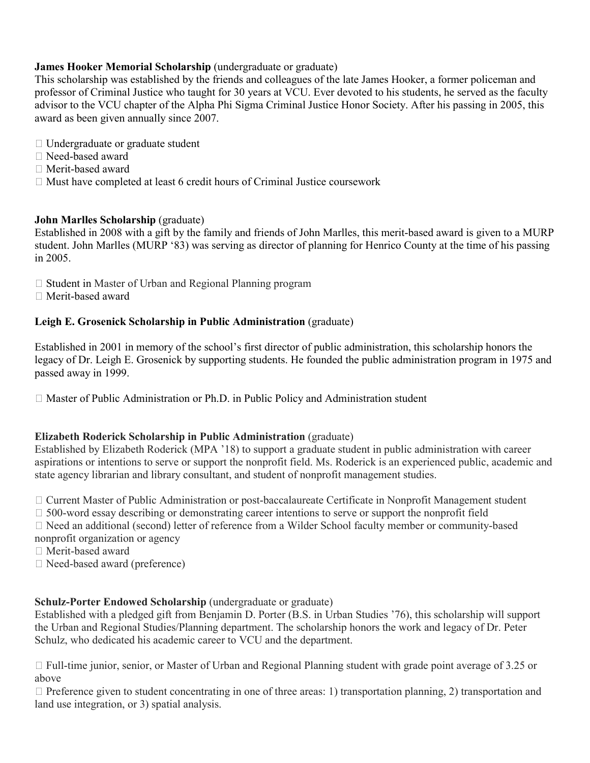**James Hooker Memorial Scholarship** (undergraduate or graduate)
This scholarship was established by the friends and colleagues of the late James Hooker, a former policeman and professor of Criminal Justice who taught for 30 years at VCU. Ever devoted to his students, he served as the faculty advisor to the VCU chapter of the Alpha Phi Sigma Criminal Justice Honor Society. After his passing in 2005, this award as been given annually since 2007.

- Undergraduate or graduate student
- Need-based award
- Merit-based award
- Must have completed at least 6 credit hours of Criminal Justice coursework

**John Marlles Scholarship** (graduate)
Established in 2008 with a gift by the family and friends of John Marlles, this merit-based award is given to a MURP student. John Marlles (MURP '83) was serving as director of planning for Henrico County at the time of his passing in 2005.

- Student in Master of Urban and Regional Planning program
- Merit-based award

**Leigh E. Grosenick Scholarship in Public Administration** (graduate)

Established in 2001 in memory of the school's first director of public administration, this scholarship honors the legacy of Dr. Leigh E. Grosenick by supporting students. He founded the public administration program in 1975 and passed away in 1999.

- Master of Public Administration or Ph.D. in Public Policy and Administration student

**Elizabeth Roderick Scholarship in Public Administration** (graduate)
Established by Elizabeth Roderick (MPA '18) to support a graduate student in public administration with career aspirations or intentions to serve or support the nonprofit field. Ms. Roderick is an experienced public, academic and state agency librarian and library consultant, and student of nonprofit management studies.

- Current Master of Public Administration or post-baccalaureate Certificate in Nonprofit Management student
- 500-word essay describing or demonstrating career intentions to serve or support the nonprofit field
- Need an additional (second) letter of reference from a Wilder School faculty member or community-based nonprofit organization or agency
- Merit-based award
- Need-based award (preference)

**Schulz-Porter Endowed Scholarship** (undergraduate or graduate)
Established with a pledged gift from Benjamin D. Porter (B.S. in Urban Studies '76), this scholarship will support the Urban and Regional Studies/Planning department. The scholarship honors the work and legacy of Dr. Peter Schulz, who dedicated his academic career to VCU and the department.

- Full-time junior, senior, or Master of Urban and Regional Planning student with grade point average of 3.25 or above
- Preference given to student concentrating in one of three areas: 1) transportation planning, 2) transportation and land use integration, or 3) spatial analysis.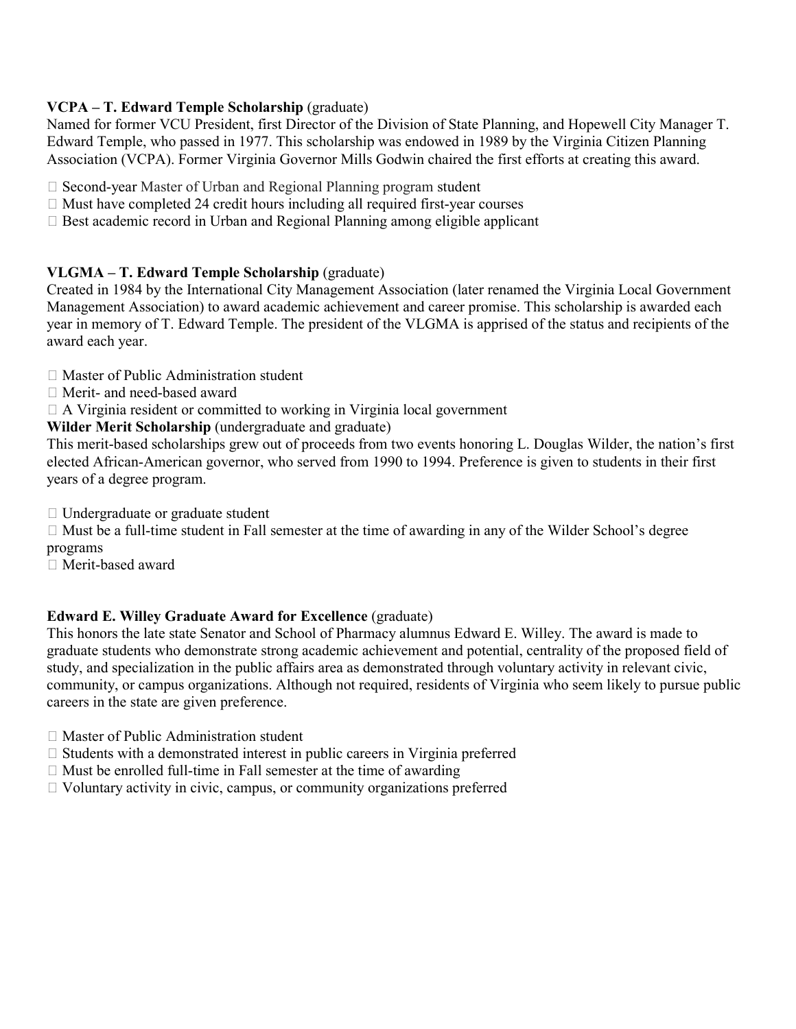**VCPA – T. Edward Temple Scholarship** (graduate)
Named for former VCU President, first Director of the Division of State Planning, and Hopewell City Manager T. Edward Temple, who passed in 1977. This scholarship was endowed in 1989 by the Virginia Citizen Planning Association (VCPA). Former Virginia Governor Mills Godwin chaired the first efforts at creating this award.

- Second-year Master of Urban and Regional Planning program student
- Must have completed 24 credit hours including all required first-year courses
- Best academic record in Urban and Regional Planning among eligible applicant

**VLGMA – T. Edward Temple Scholarship** (graduate)
Created in 1984 by the International City Management Association (later renamed the Virginia Local Government Management Association) to award academic achievement and career promise. This scholarship is awarded each year in memory of T. Edward Temple. The president of the VLGMA is apprised of the status and recipients of the award each year.

- Master of Public Administration student
- Merit- and need-based award
- A Virginia resident or committed to working in Virginia local government

**Wilder Merit Scholarship** (undergraduate and graduate)
This merit-based scholarships grew out of proceeds from two events honoring L. Douglas Wilder, the nation's first elected African-American governor, who served from 1990 to 1994. Preference is given to students in their first years of a degree program.

- Undergraduate or graduate student
- Must be a full-time student in Fall semester at the time of awarding in any of the Wilder School's degree programs
- Merit-based award

**Edward E. Willey Graduate Award for Excellence** (graduate)
This honors the late state Senator and School of Pharmacy alumnus Edward E. Willey. The award is made to graduate students who demonstrate strong academic achievement and potential, centrality of the proposed field of study, and specialization in the public affairs area as demonstrated through voluntary activity in relevant civic, community, or campus organizations. Although not required, residents of Virginia who seem likely to pursue public careers in the state are given preference.

- Master of Public Administration student
- Students with a demonstrated interest in public careers in Virginia preferred
- Must be enrolled full-time in Fall semester at the time of awarding
- Voluntary activity in civic, campus, or community organizations preferred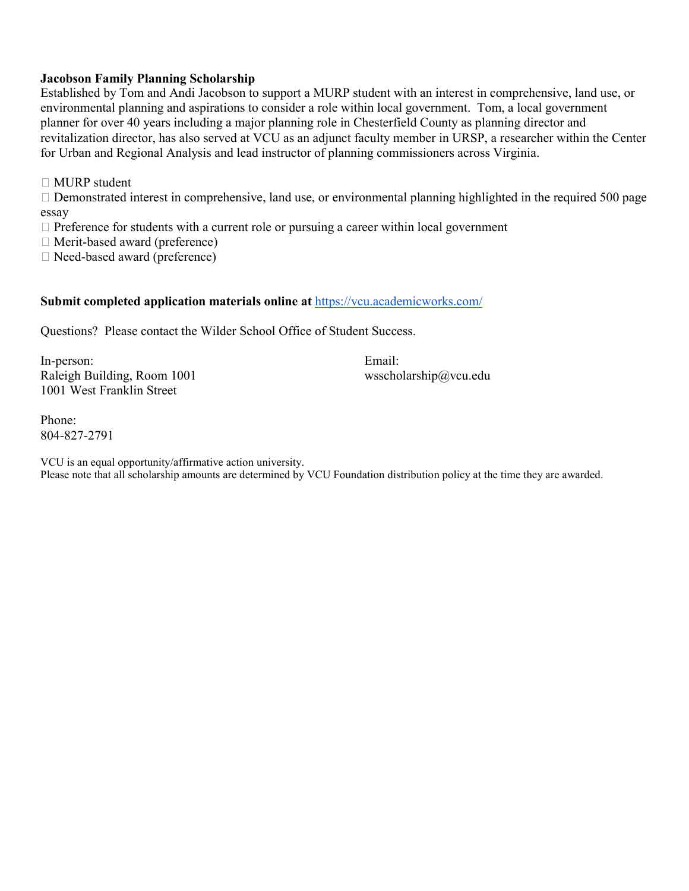**Jacobson Family Planning Scholarship**

Established by Tom and Andi Jacobson to support a MURP student with an interest in comprehensive, land use, or environmental planning and aspirations to consider a role within local government. Tom, a local government planner for over 40 years including a major planning role in Chesterfield County as planning director and revitalization director, has also served at VCU as an adjunct faculty member in URSP, a researcher within the Center for Urban and Regional Analysis and lead instructor of planning commissioners across Virginia.

- MURP student
- Demonstrated interest in comprehensive, land use, or environmental planning highlighted in the required 500 page essay
- Preference for students with a current role or pursuing a career within local government
- Merit-based award (preference)
- Need-based award (preference)

**Submit completed application materials online at** https://vcu.academicworks.com/

Questions? Please contact the Wilder School Office of Student Success.

In-person:
Raleigh Building, Room 1001
1001 West Franklin Street

Email:
wsscholarship@vcu.edu

Phone:
804-827-2791

VCU is an equal opportunity/affirmative action university.
Please note that all scholarship amounts are determined by VCU Foundation distribution policy at the time they are awarded.